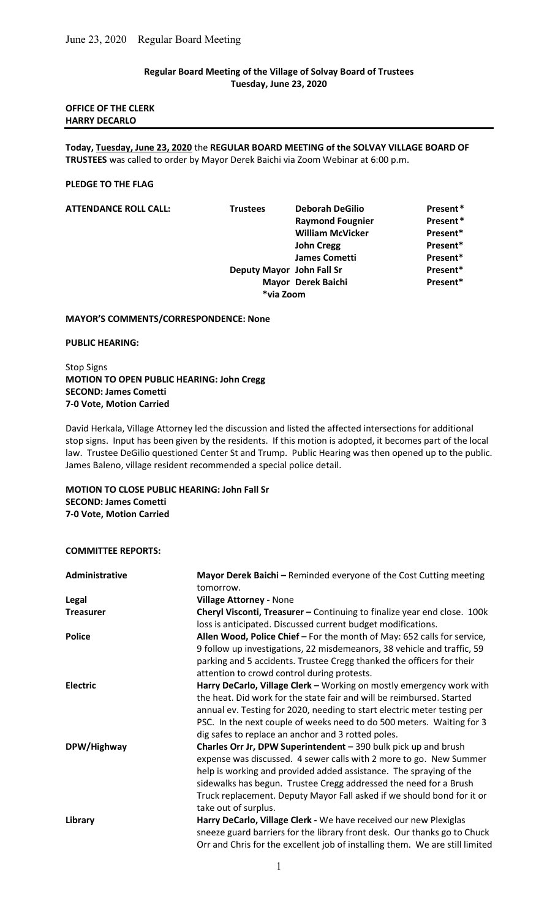## Regular Board Meeting of the Village of Solvay Board of Trustees
## Tuesday, June 23, 2020

**OFFICE OF THE CLERK**
**HARRY DECARLO**

---

**Today, Tuesday, June 23, 2020** the **REGULAR BOARD MEETING of the SOLVAY VILLAGE BOARD OF TRUSTEES** was called to order by Mayor Derek Baichi via Zoom Webinar at 6:00 p.m.

**PLEDGE TO THE FLAG**

**ATTENDANCE ROLL CALL:**

| | | |
|---|---|---|
| **Trustees** | **Deborah DeGilio** | **Present*** |
| | **Raymond Fougnier** | **Present*** |
| | **William McVicker** | **Present*** |
| | **John Cregg** | **Present*** |
| | **James Cometti** | **Present*** |
| **Deputy Mayor** | **John Fall Sr** | **Present*** |
| **Mayor** | **Derek Baichi** | **Present*** |
| ***via Zoom** | | |

**MAYOR'S COMMENTS/CORRESPONDENCE: None**

**PUBLIC HEARING:**

Stop Signs
**MOTION TO OPEN PUBLIC HEARING: John Cregg**
**SECOND: James Cometti**
**7-0 Vote, Motion Carried**

David Herkala, Village Attorney led the discussion and listed the affected intersections for additional stop signs. Input has been given by the residents. If this motion is adopted, it becomes part of the local law. Trustee DeGilio questioned Center St and Trump. Public Hearing was then opened up to the public. James Baleno, village resident recommended a special police detail.

**MOTION TO CLOSE PUBLIC HEARING: John Fall Sr**
**SECOND: James Cometti**
**7-0 Vote, Motion Carried**

**COMMITTEE REPORTS:**

| | |
|---|---|
| **Administrative** | **Mayor Derek Baichi –** Reminded everyone of the Cost Cutting meeting tomorrow. |
| **Legal** | **Village Attorney -** None |
| **Treasurer** | **Cheryl Visconti, Treasurer –** Continuing to finalize year end close. 100k loss is anticipated. Discussed current budget modifications. |
| **Police** | **Allen Wood, Police Chief –** For the month of May: 652 calls for service, 9 follow up investigations, 22 misdemeanors, 38 vehicle and traffic, 59 parking and 5 accidents. Trustee Cregg thanked the officers for their attention to crowd control during protests. |
| **Electric** | **Harry DeCarlo, Village Clerk –** Working on mostly emergency work with the heat. Did work for the state fair and will be reimbursed. Started annual ev. Testing for 2020, needing to start electric meter testing per PSC. In the next couple of weeks need to do 500 meters. Waiting for 3 dig safes to replace an anchor and 3 rotted poles. |
| **DPW/Highway** | **Charles Orr Jr, DPW Superintendent –** 390 bulk pick up and brush expense was discussed. 4 sewer calls with 2 more to go. New Summer help is working and provided added assistance. The spraying of the sidewalks has begun. Trustee Cregg addressed the need for a Brush Truck replacement. Deputy Mayor Fall asked if we should bond for it or take out of surplus. |
| **Library** | **Harry DeCarlo, Village Clerk -** We have received our new Plexiglas sneeze guard barriers for the library front desk. Our thanks go to Chuck Orr and Chris for the excellent job of installing them. We are still limited |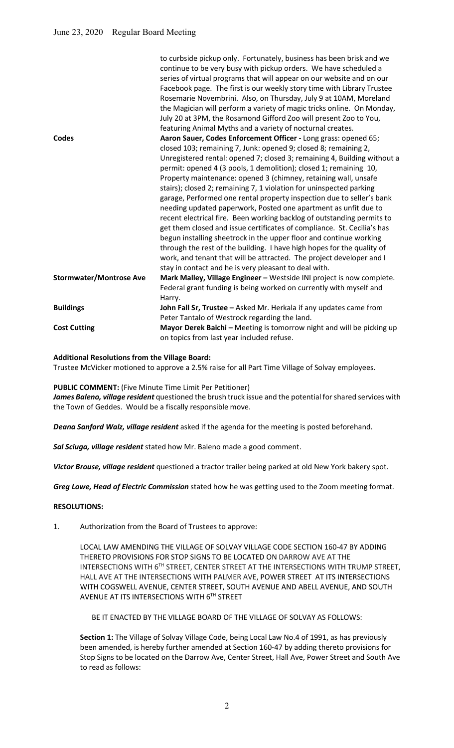| | |
|---|---|
| | to curbside pickup only. Fortunately, business has been brisk and we continue to be very busy with pickup orders. We have scheduled a series of virtual programs that will appear on our website and on our Facebook page. The first is our weekly story time with Library Trustee Rosemarie Novembrini. Also, on Thursday, July 9 at 10AM, Moreland the Magician will perform a variety of magic tricks online. On Monday, July 20 at 3PM, the Rosamond Gifford Zoo will present Zoo to You, featuring Animal Myths and a variety of nocturnal creates. |
| **Codes** | **Aaron Sauer, Codes Enforcement Officer -** Long grass: opened 65; closed 103; remaining 7, Junk: opened 9; closed 8; remaining 2, Unregistered rental: opened 7; closed 3; remaining 4, Building without a permit: opened 4 (3 pools, 1 demolition); closed 1; remaining 10, Property maintenance: opened 3 (chimney, retaining wall, unsafe stairs); closed 2; remaining 7, 1 violation for uninspected parking garage, Performed one rental property inspection due to seller's bank needing updated paperwork, Posted one apartment as unfit due to recent electrical fire. Been working backlog of outstanding permits to get them closed and issue certificates of compliance. St. Cecilia's has begun installing sheetrock in the upper floor and continue working through the rest of the building. I have high hopes for the quality of work, and tenant that will be attracted. The project developer and I stay in contact and he is very pleasant to deal with. |
| **Stormwater/Montrose Ave** | **Mark Malley, Village Engineer –** Westside INI project is now complete. Federal grant funding is being worked on currently with myself and Harry. |
| **Buildings** | **John Fall Sr, Trustee –** Asked Mr. Herkala if any updates came from Peter Tantalo of Westrock regarding the land. |
| **Cost Cutting** | **Mayor Derek Baichi –** Meeting is tomorrow night and will be picking up on topics from last year included refuse. |

**Additional Resolutions from the Village Board:**

Trustee McVicker motioned to approve a 2.5% raise for all Part Time Village of Solvay employees.

**PUBLIC COMMENT:** (Five Minute Time Limit Per Petitioner)

***James Baleno, village resident*** questioned the brush truck issue and the potential for shared services with the Town of Geddes. Would be a fiscally responsible move.

***Deana Sanford Walz, village resident*** asked if the agenda for the meeting is posted beforehand.

***Sal Sciuga, village resident*** stated how Mr. Baleno made a good comment.

***Victor Brouse, village resident*** questioned a tractor trailer being parked at old New York bakery spot.

***Greg Lowe, Head of Electric Commission*** stated how he was getting used to the Zoom meeting format.

**RESOLUTIONS:**

1. Authorization from the Board of Trustees to approve:

   LOCAL LAW AMENDING THE VILLAGE OF SOLVAY VILLAGE CODE SECTION 160-47 BY ADDING THERETO PROVISIONS FOR STOP SIGNS TO BE LOCATED ON DARROW AVE AT THE INTERSECTIONS WITH 6TH STREET, CENTER STREET AT THE INTERSECTIONS WITH TRUMP STREET, HALL AVE AT THE INTERSECTIONS WITH PALMER AVE, POWER STREET AT ITS INTERSECTIONS WITH COGSWELL AVENUE, CENTER STREET, SOUTH AVENUE AND ABELL AVENUE, AND SOUTH AVENUE AT ITS INTERSECTIONS WITH 6TH STREET

   BE IT ENACTED BY THE VILLAGE BOARD OF THE VILLAGE OF SOLVAY AS FOLLOWS:

   **Section 1:** The Village of Solvay Village Code, being Local Law No.4 of 1991, as has previously been amended, is hereby further amended at Section 160-47 by adding thereto provisions for Stop Signs to be located on the Darrow Ave, Center Street, Hall Ave, Power Street and South Ave to read as follows: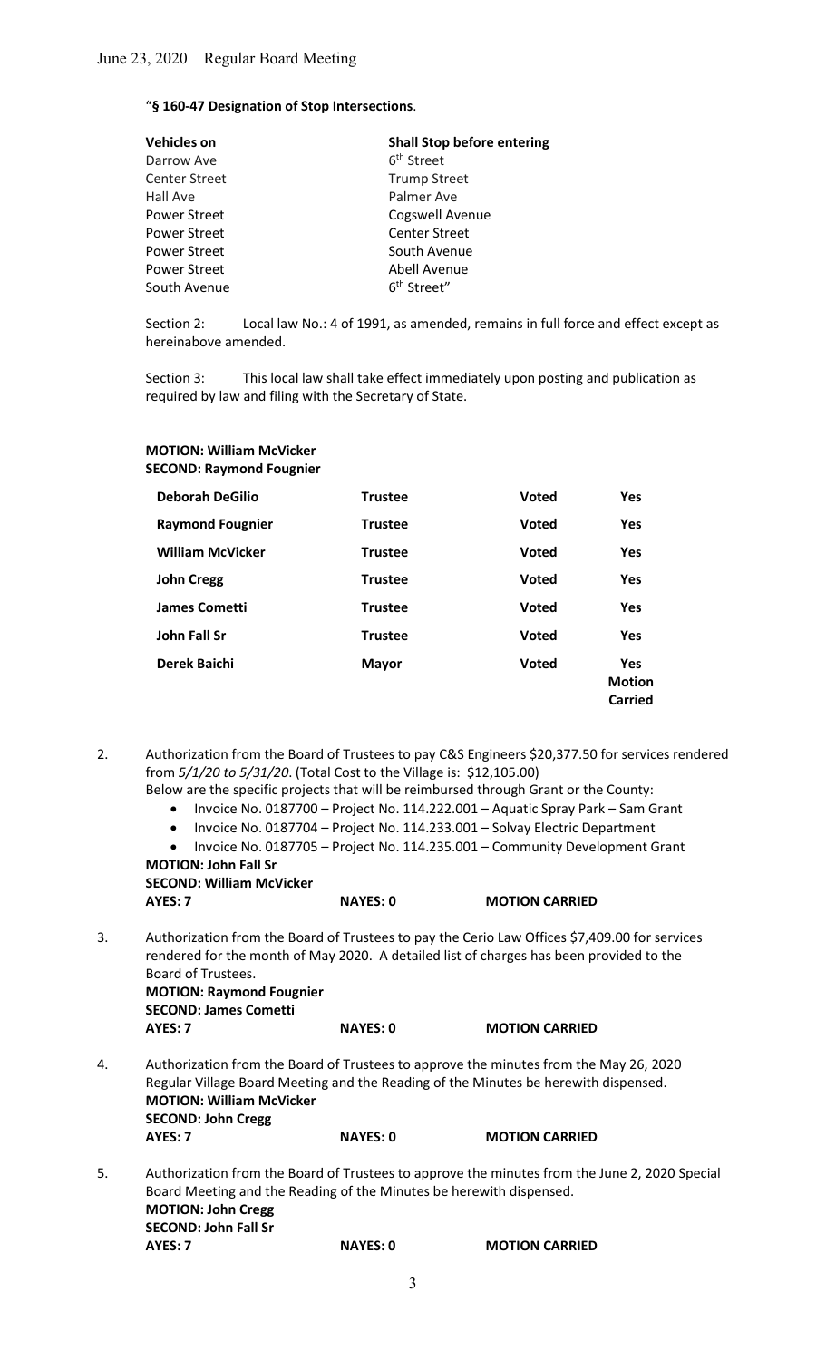"**§ 160-47 Designation of Stop Intersections**.

| **Vehicles on** | **Shall Stop before entering** |
|---|---|
| Darrow Ave | 6th Street |
| Center Street | Trump Street |
| Hall Ave | Palmer Ave |
| Power Street | Cogswell Avenue |
| Power Street | Center Street |
| Power Street | South Avenue |
| Power Street | Abell Avenue |
| South Avenue | 6th Street" |

Section 2: Local law No.: 4 of 1991, as amended, remains in full force and effect except as hereinabove amended.

Section 3: This local law shall take effect immediately upon posting and publication as required by law and filing with the Secretary of State.

**MOTION: William McVicker**
**SECOND: Raymond Fougnier**

| | | | |
|---|---|---|---|
| **Deborah DeGilio** | **Trustee** | **Voted** | **Yes** |
| **Raymond Fougnier** | **Trustee** | **Voted** | **Yes** |
| **William McVicker** | **Trustee** | **Voted** | **Yes** |
| **John Cregg** | **Trustee** | **Voted** | **Yes** |
| **James Cometti** | **Trustee** | **Voted** | **Yes** |
| **John Fall Sr** | **Trustee** | **Voted** | **Yes** |
| **Derek Baichi** | **Mayor** | **Voted** | **Yes Motion Carried** |

2. Authorization from the Board of Trustees to pay C&S Engineers $20,377.50 for services rendered from *5/1/20 to 5/31/20*. (Total Cost to the Village is: $12,105.00)
   Below are the specific projects that will be reimbursed through Grant or the County:
   - Invoice No. 0187700 – Project No. 114.222.001 – Aquatic Spray Park – Sam Grant
   - Invoice No. 0187704 – Project No. 114.233.001 – Solvay Electric Department
   - Invoice No. 0187705 – Project No. 114.235.001 – Community Development Grant

   **MOTION: John Fall Sr**
   **SECOND: William McVicker**
   **AYES: 7 NAYES: 0 MOTION CARRIED**

3. Authorization from the Board of Trustees to pay the Cerio Law Offices $7,409.00 for services rendered for the month of May 2020. A detailed list of charges has been provided to the Board of Trustees.
   **MOTION: Raymond Fougnier**
   **SECOND: James Cometti**
   **AYES: 7 NAYES: 0 MOTION CARRIED**

4. Authorization from the Board of Trustees to approve the minutes from the May 26, 2020 Regular Village Board Meeting and the Reading of the Minutes be herewith dispensed.
   **MOTION: William McVicker**
   **SECOND: John Cregg**
   **AYES: 7 NAYES: 0 MOTION CARRIED**

5. Authorization from the Board of Trustees to approve the minutes from the June 2, 2020 Special Board Meeting and the Reading of the Minutes be herewith dispensed.
   **MOTION: John Cregg**
   **SECOND: John Fall Sr**
   **AYES: 7 NAYES: 0 MOTION CARRIED**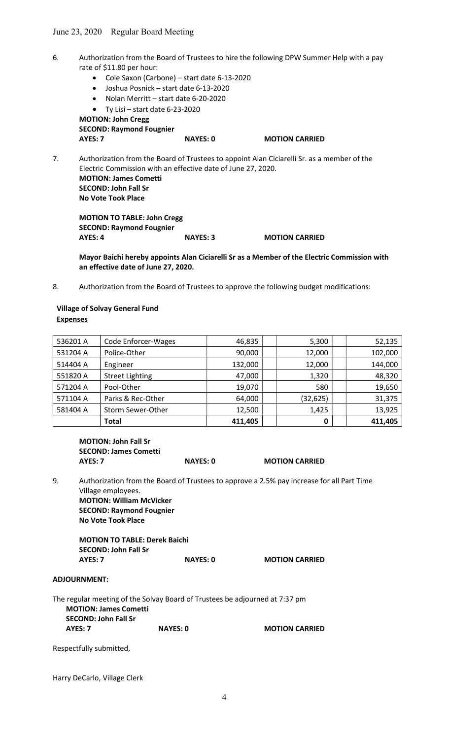6. Authorization from the Board of Trustees to hire the following DPW Summer Help with a pay rate of $11.80 per hour:
   - Cole Saxon (Carbone) – start date 6-13-2020
   - Joshua Posnick – start date 6-13-2020
   - Nolan Merritt – start date 6-20-2020
   - Ty Lisi – start date 6-23-2020

   **MOTION: John Cregg**
   **SECOND: Raymond Fougnier**
   **AYES: 7 NAYES: 0 MOTION CARRIED**

7. Authorization from the Board of Trustees to appoint Alan Ciciarelli Sr. as a member of the Electric Commission with an effective date of June 27, 2020.
   **MOTION: James Cometti**
   **SECOND: John Fall Sr**
   **No Vote Took Place**

   **MOTION TO TABLE: John Cregg**
   **SECOND: Raymond Fougnier**
   **AYES: 4 NAYES: 3 MOTION CARRIED**

   **Mayor Baichi hereby appoints Alan Ciciarelli Sr as a Member of the Electric Commission with an effective date of June 27, 2020.**

8. Authorization from the Board of Trustees to approve the following budget modifications:

**Village of Solvay General Fund**
**Expenses**

| | | | | |
|---|---|---|---|---|
| 536201 A | Code Enforcer-Wages | 46,835 | 5,300 | 52,135 |
| 531204 A | Police-Other | 90,000 | 12,000 | 102,000 |
| 514404 A | Engineer | 132,000 | 12,000 | 144,000 |
| 551820 A | Street Lighting | 47,000 | 1,320 | 48,320 |
| 571204 A | Pool-Other | 19,070 | 580 | 19,650 |
| 571104 A | Parks & Rec-Other | 64,000 | (32,625) | 31,375 |
| 581404 A | Storm Sewer-Other | 12,500 | 1,425 | 13,925 |
| | **Total** | **411,405** | **0** | **411,405** |

**MOTION: John Fall Sr**
**SECOND: James Cometti**
**AYES: 7 NAYES: 0 MOTION CARRIED**

9. Authorization from the Board of Trustees to approve a 2.5% pay increase for all Part Time Village employees.
   **MOTION: William McVicker**
   **SECOND: Raymond Fougnier**
   **No Vote Took Place**

   **MOTION TO TABLE: Derek Baichi**
   **SECOND: John Fall Sr**
   **AYES: 7 NAYES: 0 MOTION CARRIED**

**ADJOURNMENT:**

The regular meeting of the Solvay Board of Trustees be adjourned at 7:37 pm
**MOTION: James Cometti**
**SECOND: John Fall Sr**
**AYES: 7 NAYES: 0 MOTION CARRIED**

Respectfully submitted,

Harry DeCarlo, Village Clerk